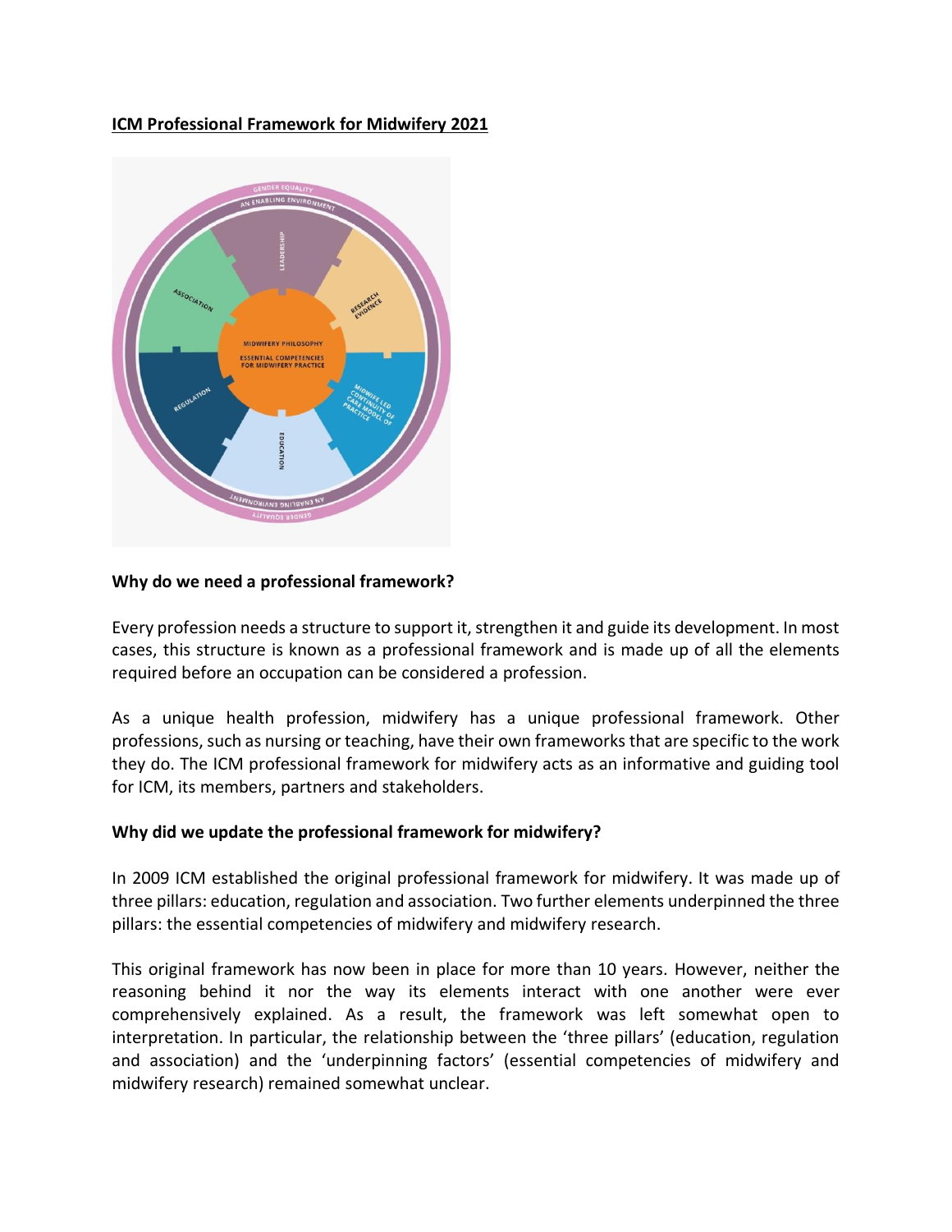**ICM Professional Framework for Midwifery 2021**

### Why do we need a professional framework?

Every profession needs a structure to support it, strengthen it and guide its development. In most cases, this structure is known as a professional framework and is made up of all the elements required before an occupation can be considered a profession.

As a unique health profession, midwifery has a unique professional framework. Other professions, such as nursing or teaching, have their own frameworks that are specific to the work they do. The ICM professional framework for midwifery acts as an informative and guiding tool for ICM, its members, partners and stakeholders.

### Why did we update the professional framework for midwifery?

In 2009 ICM established the original professional framework for midwifery. It was made up of three pillars: education, regulation and association. Two further elements underpinned the three pillars: the essential competencies of midwifery and midwifery research.

This original framework has now been in place for more than 10 years. However, neither the reasoning behind it nor the way its elements interact with one another were ever comprehensively explained. As a result, the framework was left somewhat open to interpretation. In particular, the relationship between the 'three pillars' (education, regulation and association) and the 'underpinning factors' (essential competencies of midwifery and midwifery research) remained somewhat unclear.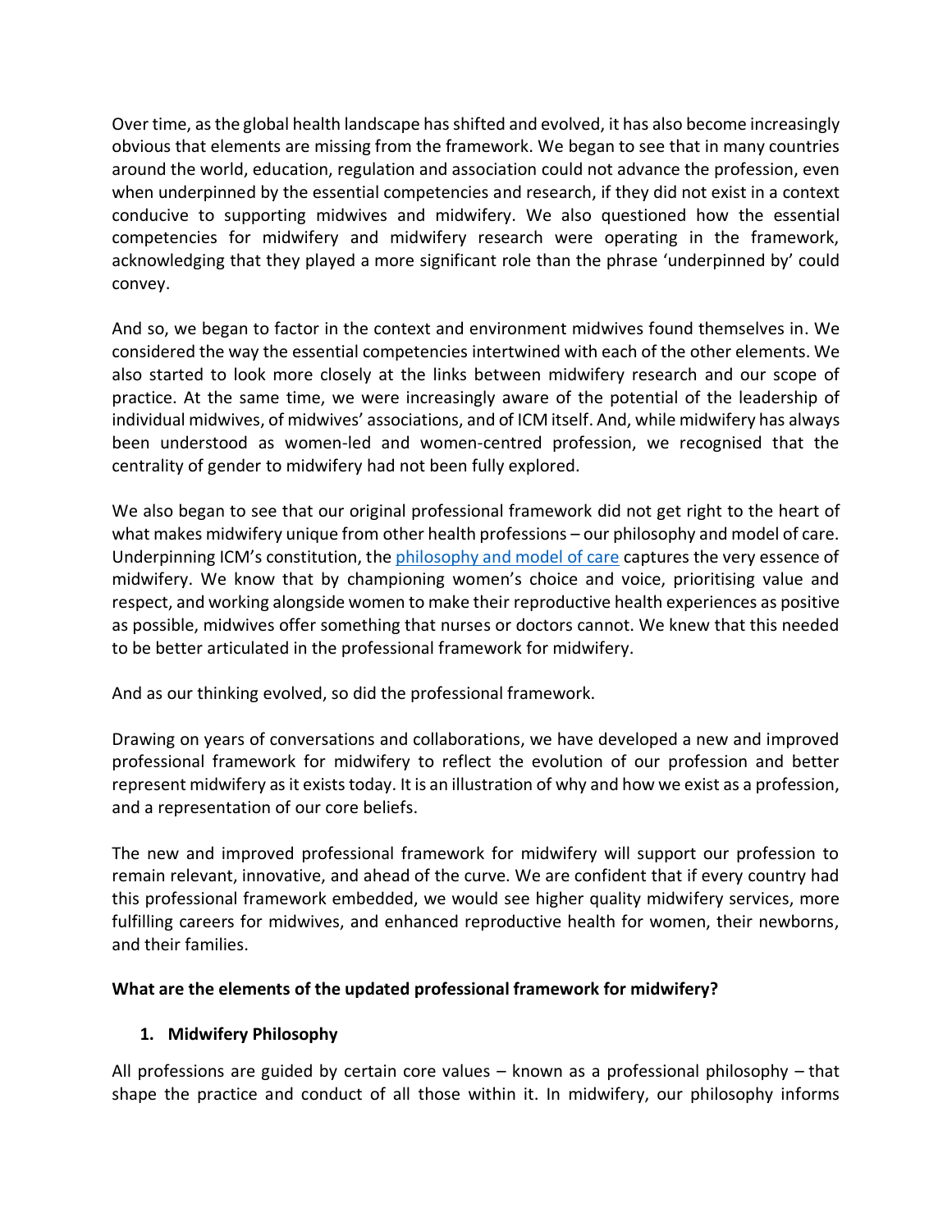Over time, as the global health landscape has shifted and evolved, it has also become increasingly obvious that elements are missing from the framework. We began to see that in many countries around the world, education, regulation and association could not advance the profession, even when underpinned by the essential competencies and research, if they did not exist in a context conducive to supporting midwives and midwifery. We also questioned how the essential competencies for midwifery and midwifery research were operating in the framework, acknowledging that they played a more significant role than the phrase 'underpinned by' could convey.

And so, we began to factor in the context and environment midwives found themselves in. We considered the way the essential competencies intertwined with each of the other elements. We also started to look more closely at the links between midwifery research and our scope of practice. At the same time, we were increasingly aware of the potential of the leadership of individual midwives, of midwives' associations, and of ICM itself. And, while midwifery has always been understood as women-led and women-centred profession, we recognised that the centrality of gender to midwifery had not been fully explored.

We also began to see that our original professional framework did not get right to the heart of what makes midwifery unique from other health professions – our philosophy and model of care. Underpinning ICM's constitution, the [philosophy and model of care] captures the very essence of midwifery. We know that by championing women's choice and voice, prioritising value and respect, and working alongside women to make their reproductive health experiences as positive as possible, midwives offer something that nurses or doctors cannot. We knew that this needed to be better articulated in the professional framework for midwifery.

And as our thinking evolved, so did the professional framework.

Drawing on years of conversations and collaborations, we have developed a new and improved professional framework for midwifery to reflect the evolution of our profession and better represent midwifery as it exists today. It is an illustration of why and how we exist as a profession, and a representation of our core beliefs.

The new and improved professional framework for midwifery will support our profession to remain relevant, innovative, and ahead of the curve. We are confident that if every country had this professional framework embedded, we would see higher quality midwifery services, more fulfilling careers for midwives, and enhanced reproductive health for women, their newborns, and their families.

**What are the elements of the updated professional framework for midwifery?**

1. **Midwifery Philosophy**

All professions are guided by certain core values – known as a professional philosophy – that shape the practice and conduct of all those within it. In midwifery, our philosophy informs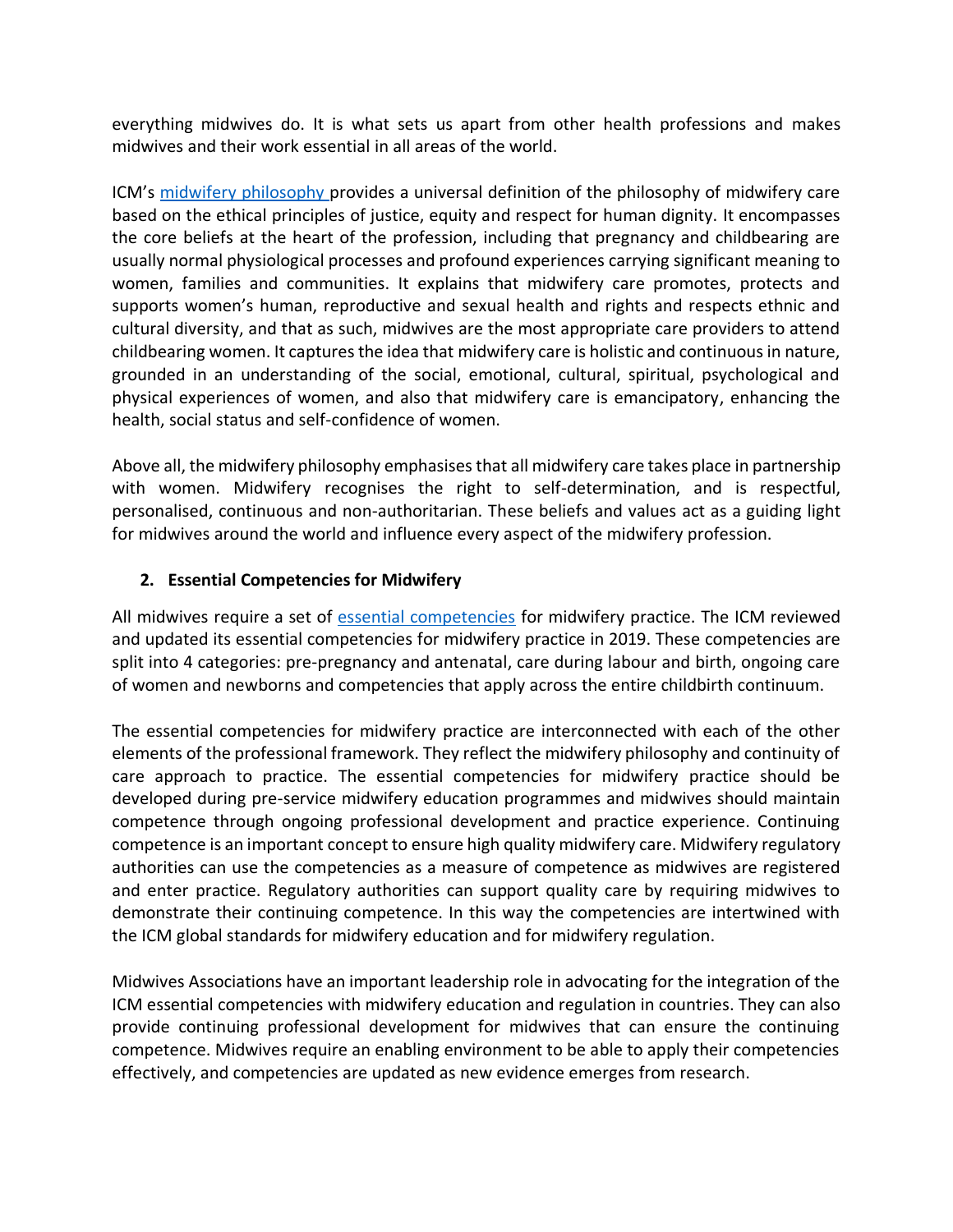everything midwives do. It is what sets us apart from other health professions and makes midwives and their work essential in all areas of the world.

ICM's [midwifery philosophy](#) provides a universal definition of the philosophy of midwifery care based on the ethical principles of justice, equity and respect for human dignity. It encompasses the core beliefs at the heart of the profession, including that pregnancy and childbearing are usually normal physiological processes and profound experiences carrying significant meaning to women, families and communities. It explains that midwifery care promotes, protects and supports women's human, reproductive and sexual health and rights and respects ethnic and cultural diversity, and that as such, midwives are the most appropriate care providers to attend childbearing women. It captures the idea that midwifery care is holistic and continuous in nature, grounded in an understanding of the social, emotional, cultural, spiritual, psychological and physical experiences of women, and also that midwifery care is emancipatory, enhancing the health, social status and self-confidence of women.

Above all, the midwifery philosophy emphasises that all midwifery care takes place in partnership with women. Midwifery recognises the right to self-determination, and is respectful, personalised, continuous and non-authoritarian. These beliefs and values act as a guiding light for midwives around the world and influence every aspect of the midwifery profession.

## 2. Essential Competencies for Midwifery

All midwives require a set of [essential competencies](#) for midwifery practice. The ICM reviewed and updated its essential competencies for midwifery practice in 2019. These competencies are split into 4 categories: pre-pregnancy and antenatal, care during labour and birth, ongoing care of women and newborns and competencies that apply across the entire childbirth continuum.

The essential competencies for midwifery practice are interconnected with each of the other elements of the professional framework. They reflect the midwifery philosophy and continuity of care approach to practice. The essential competencies for midwifery practice should be developed during pre-service midwifery education programmes and midwives should maintain competence through ongoing professional development and practice experience. Continuing competence is an important concept to ensure high quality midwifery care. Midwifery regulatory authorities can use the competencies as a measure of competence as midwives are registered and enter practice. Regulatory authorities can support quality care by requiring midwives to demonstrate their continuing competence. In this way the competencies are intertwined with the ICM global standards for midwifery education and for midwifery regulation.

Midwives Associations have an important leadership role in advocating for the integration of the ICM essential competencies with midwifery education and regulation in countries. They can also provide continuing professional development for midwives that can ensure the continuing competence. Midwives require an enabling environment to be able to apply their competencies effectively, and competencies are updated as new evidence emerges from research.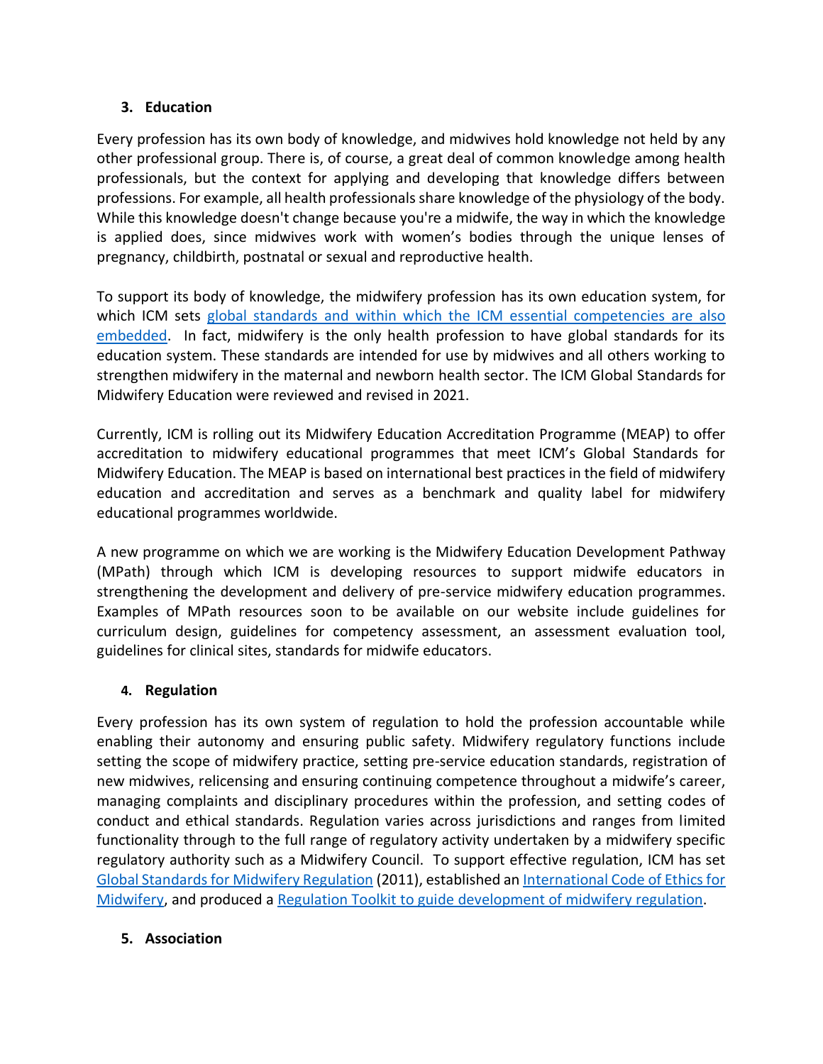### 3. Education

Every profession has its own body of knowledge, and midwives hold knowledge not held by any other professional group. There is, of course, a great deal of common knowledge among health professionals, but the context for applying and developing that knowledge differs between professions. For example, all health professionals share knowledge of the physiology of the body. While this knowledge doesn't change because you're a midwife, the way in which the knowledge is applied does, since midwives work with women's bodies through the unique lenses of pregnancy, childbirth, postnatal or sexual and reproductive health.

To support its body of knowledge, the midwifery profession has its own education system, for which ICM sets global standards and within which the ICM essential competencies are also embedded. In fact, midwifery is the only health profession to have global standards for its education system. These standards are intended for use by midwives and all others working to strengthen midwifery in the maternal and newborn health sector. The ICM Global Standards for Midwifery Education were reviewed and revised in 2021.

Currently, ICM is rolling out its Midwifery Education Accreditation Programme (MEAP) to offer accreditation to midwifery educational programmes that meet ICM's Global Standards for Midwifery Education. The MEAP is based on international best practices in the field of midwifery education and accreditation and serves as a benchmark and quality label for midwifery educational programmes worldwide.

A new programme on which we are working is the Midwifery Education Development Pathway (MPath) through which ICM is developing resources to support midwife educators in strengthening the development and delivery of pre-service midwifery education programmes. Examples of MPath resources soon to be available on our website include guidelines for curriculum design, guidelines for competency assessment, an assessment evaluation tool, guidelines for clinical sites, standards for midwife educators.

### 4. Regulation

Every profession has its own system of regulation to hold the profession accountable while enabling their autonomy and ensuring public safety. Midwifery regulatory functions include setting the scope of midwifery practice, setting pre-service education standards, registration of new midwives, relicensing and ensuring continuing competence throughout a midwife's career, managing complaints and disciplinary procedures within the profession, and setting codes of conduct and ethical standards. Regulation varies across jurisdictions and ranges from limited functionality through to the full range of regulatory activity undertaken by a midwifery specific regulatory authority such as a Midwifery Council. To support effective regulation, ICM has set Global Standards for Midwifery Regulation (2011), established an International Code of Ethics for Midwifery, and produced a Regulation Toolkit to guide development of midwifery regulation.

### 5. Association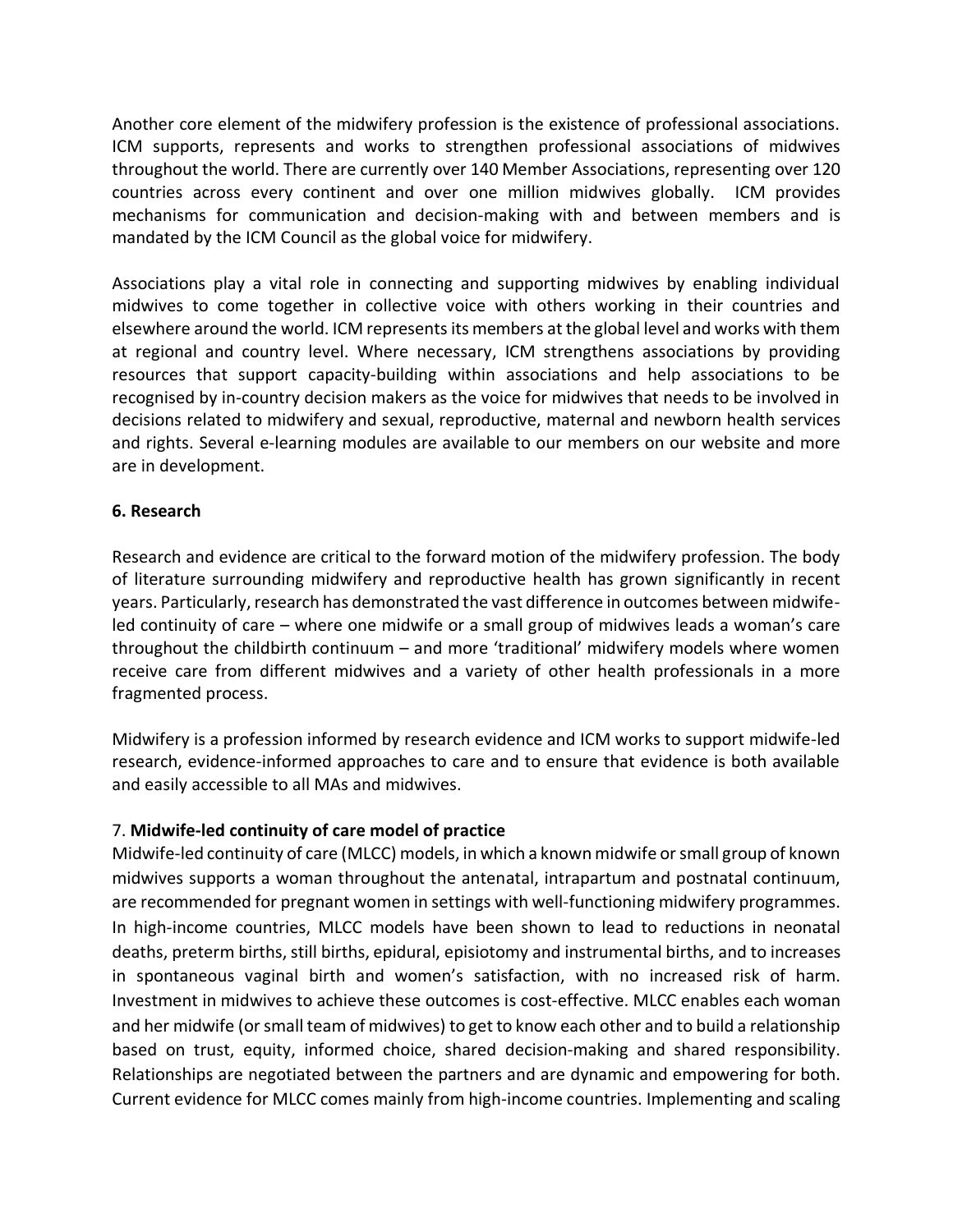Another core element of the midwifery profession is the existence of professional associations. ICM supports, represents and works to strengthen professional associations of midwives throughout the world. There are currently over 140 Member Associations, representing over 120 countries across every continent and over one million midwives globally. ICM provides mechanisms for communication and decision-making with and between members and is mandated by the ICM Council as the global voice for midwifery.

Associations play a vital role in connecting and supporting midwives by enabling individual midwives to come together in collective voice with others working in their countries and elsewhere around the world. ICM represents its members at the global level and works with them at regional and country level. Where necessary, ICM strengthens associations by providing resources that support capacity-building within associations and help associations to be recognised by in-country decision makers as the voice for midwives that needs to be involved in decisions related to midwifery and sexual, reproductive, maternal and newborn health services and rights. Several e-learning modules are available to our members on our website and more are in development.

**6. Research**

Research and evidence are critical to the forward motion of the midwifery profession. The body of literature surrounding midwifery and reproductive health has grown significantly in recent years. Particularly, research has demonstrated the vast difference in outcomes between midwife-led continuity of care – where one midwife or a small group of midwives leads a woman's care throughout the childbirth continuum – and more 'traditional' midwifery models where women receive care from different midwives and a variety of other health professionals in a more fragmented process.

Midwifery is a profession informed by research evidence and ICM works to support midwife-led research, evidence-informed approaches to care and to ensure that evidence is both available and easily accessible to all MAs and midwives.

7. **Midwife-led continuity of care model of practice**

Midwife-led continuity of care (MLCC) models, in which a known midwife or small group of known midwives supports a woman throughout the antenatal, intrapartum and postnatal continuum, are recommended for pregnant women in settings with well-functioning midwifery programmes. In high-income countries, MLCC models have been shown to lead to reductions in neonatal deaths, preterm births, still births, epidural, episiotomy and instrumental births, and to increases in spontaneous vaginal birth and women's satisfaction, with no increased risk of harm. Investment in midwives to achieve these outcomes is cost-effective. MLCC enables each woman and her midwife (or small team of midwives) to get to know each other and to build a relationship based on trust, equity, informed choice, shared decision-making and shared responsibility. Relationships are negotiated between the partners and are dynamic and empowering for both. Current evidence for MLCC comes mainly from high-income countries. Implementing and scaling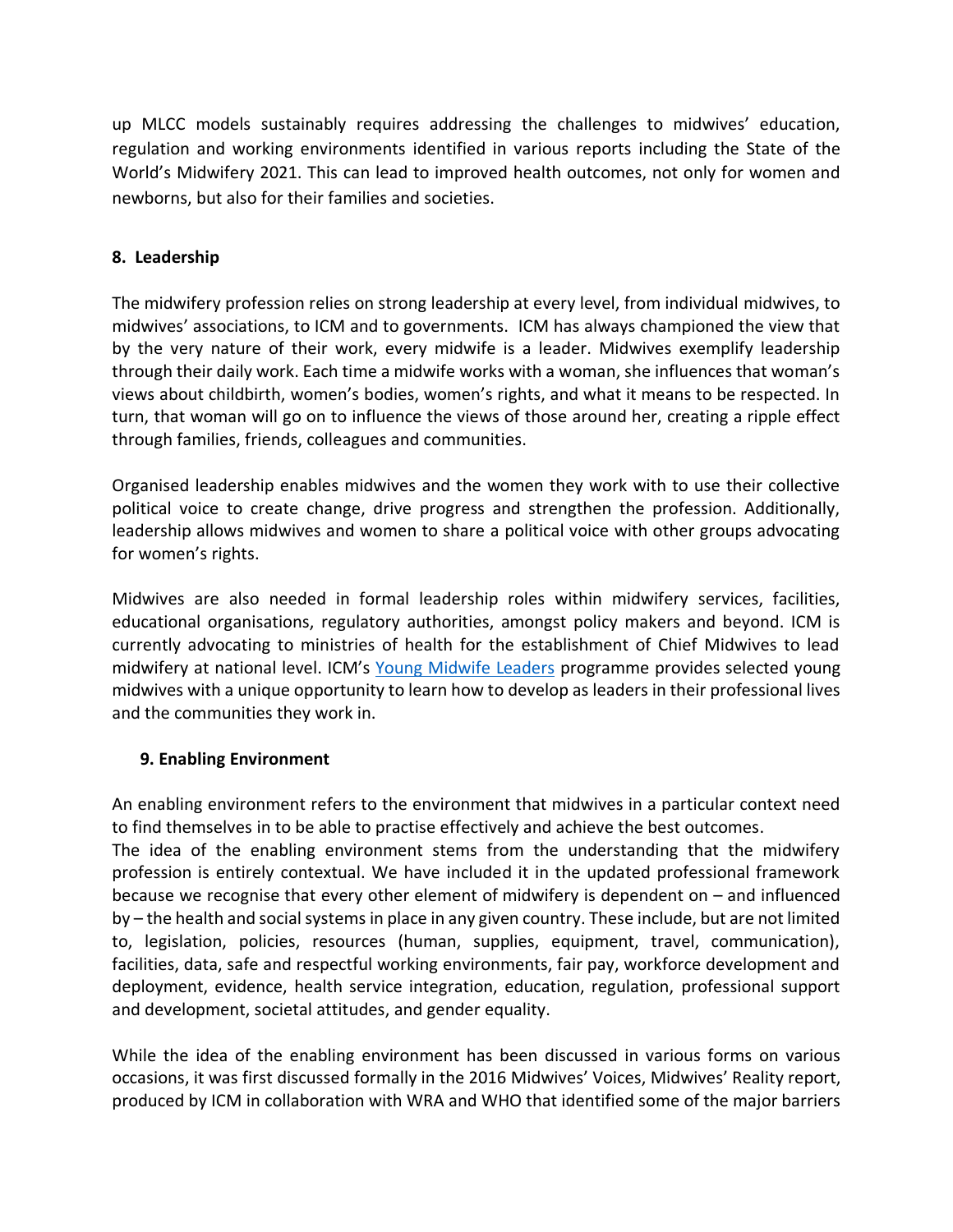up MLCC models sustainably requires addressing the challenges to midwives' education, regulation and working environments identified in various reports including the State of the World's Midwifery 2021. This can lead to improved health outcomes, not only for women and newborns, but also for their families and societies.

## 8. Leadership

The midwifery profession relies on strong leadership at every level, from individual midwives, to midwives' associations, to ICM and to governments. ICM has always championed the view that by the very nature of their work, every midwife is a leader. Midwives exemplify leadership through their daily work. Each time a midwife works with a woman, she influences that woman's views about childbirth, women's bodies, women's rights, and what it means to be respected. In turn, that woman will go on to influence the views of those around her, creating a ripple effect through families, friends, colleagues and communities.

Organised leadership enables midwives and the women they work with to use their collective political voice to create change, drive progress and strengthen the profession. Additionally, leadership allows midwives and women to share a political voice with other groups advocating for women's rights.

Midwives are also needed in formal leadership roles within midwifery services, facilities, educational organisations, regulatory authorities, amongst policy makers and beyond. ICM is currently advocating to ministries of health for the establishment of Chief Midwives to lead midwifery at national level. ICM's Young Midwife Leaders programme provides selected young midwives with a unique opportunity to learn how to develop as leaders in their professional lives and the communities they work in.

## 9. Enabling Environment

An enabling environment refers to the environment that midwives in a particular context need to find themselves in to be able to practise effectively and achieve the best outcomes.
The idea of the enabling environment stems from the understanding that the midwifery profession is entirely contextual. We have included it in the updated professional framework because we recognise that every other element of midwifery is dependent on – and influenced by – the health and social systems in place in any given country. These include, but are not limited to, legislation, policies, resources (human, supplies, equipment, travel, communication), facilities, data, safe and respectful working environments, fair pay, workforce development and deployment, evidence, health service integration, education, regulation, professional support and development, societal attitudes, and gender equality.

While the idea of the enabling environment has been discussed in various forms on various occasions, it was first discussed formally in the 2016 Midwives' Voices, Midwives' Reality report, produced by ICM in collaboration with WRA and WHO that identified some of the major barriers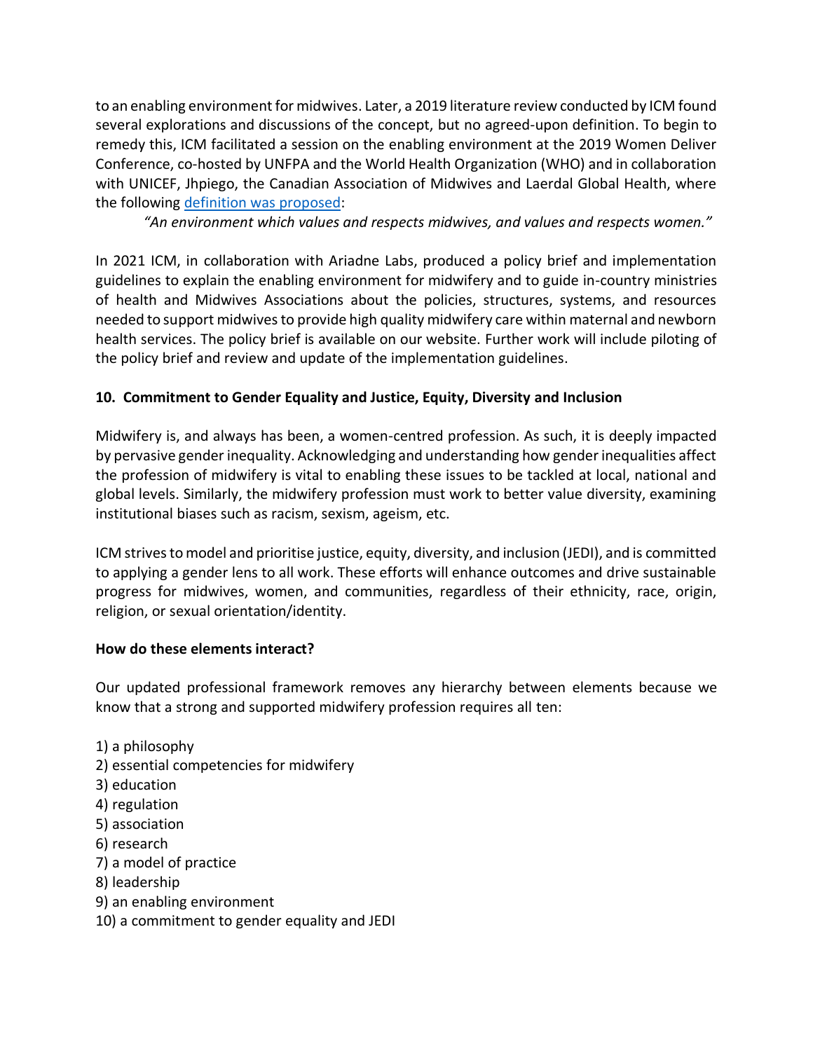to an enabling environment for midwives. Later, a 2019 literature review conducted by ICM found several explorations and discussions of the concept, but no agreed-upon definition. To begin to remedy this, ICM facilitated a session on the enabling environment at the 2019 Women Deliver Conference, co-hosted by UNFPA and the World Health Organization (WHO) and in collaboration with UNICEF, Jhpiego, the Canadian Association of Midwives and Laerdal Global Health, where the following definition was proposed:

> *"An environment which values and respects midwives, and values and respects women."*

In 2021 ICM, in collaboration with Ariadne Labs, produced a policy brief and implementation guidelines to explain the enabling environment for midwifery and to guide in-country ministries of health and Midwives Associations about the policies, structures, systems, and resources needed to support midwives to provide high quality midwifery care within maternal and newborn health services. The policy brief is available on our website. Further work will include piloting of the policy brief and review and update of the implementation guidelines.

### 10. Commitment to Gender Equality and Justice, Equity, Diversity and Inclusion

Midwifery is, and always has been, a women-centred profession. As such, it is deeply impacted by pervasive gender inequality. Acknowledging and understanding how gender inequalities affect the profession of midwifery is vital to enabling these issues to be tackled at local, national and global levels. Similarly, the midwifery profession must work to better value diversity, examining institutional biases such as racism, sexism, ageism, etc.

ICM strives to model and prioritise justice, equity, diversity, and inclusion (JEDI), and is committed to applying a gender lens to all work. These efforts will enhance outcomes and drive sustainable progress for midwives, women, and communities, regardless of their ethnicity, race, origin, religion, or sexual orientation/identity.

### How do these elements interact?

Our updated professional framework removes any hierarchy between elements because we know that a strong and supported midwifery profession requires all ten:

1) a philosophy
2) essential competencies for midwifery
3) education
4) regulation
5) association
6) research
7) a model of practice
8) leadership
9) an enabling environment
10) a commitment to gender equality and JEDI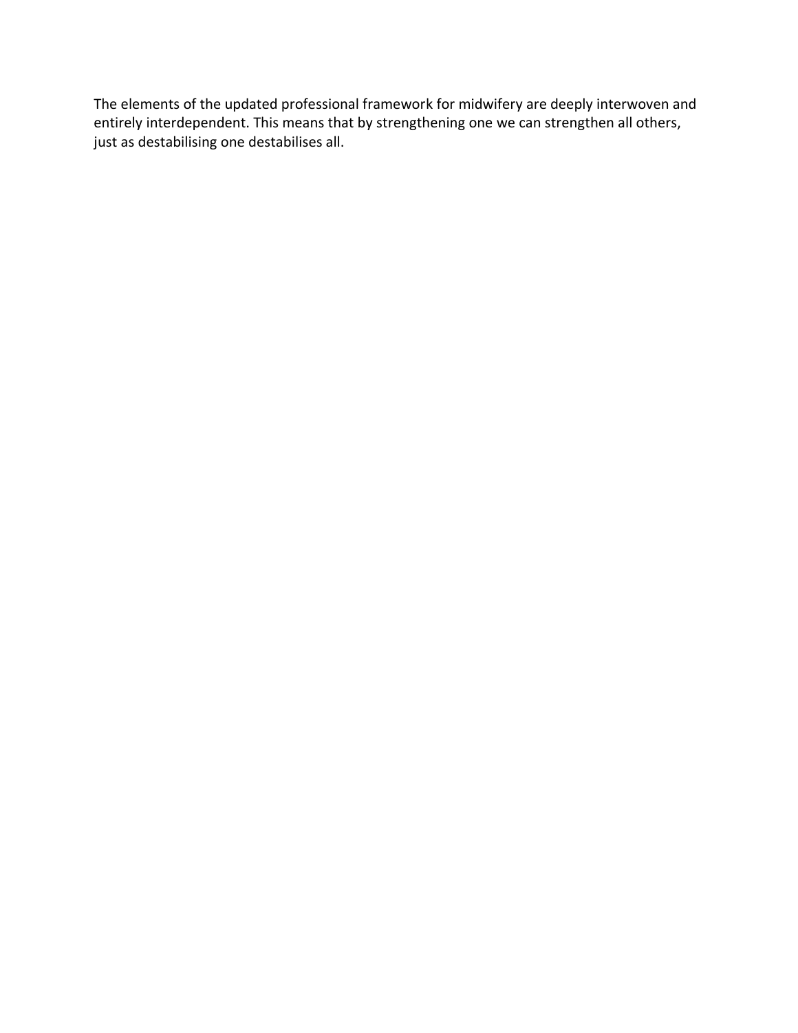The elements of the updated professional framework for midwifery are deeply interwoven and entirely interdependent. This means that by strengthening one we can strengthen all others, just as destabilising one destabilises all.